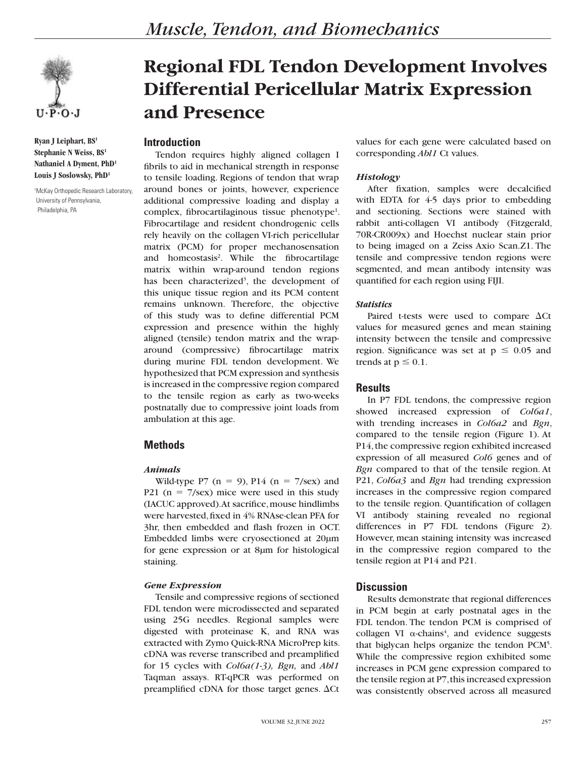# Regional FDL Tendon Development Involves Differential Pericellular Matrix Expression and Presence

**Ryan J Leiphart, BS[1]**
**Stephanie N Weiss, BS[1]**
**Nathaniel A Dyment, PhD[1]**
**Louis J Soslowsky, PhD[1]**

[1]McKay Orthopedic Research Laboratory, University of Pennsylvania, Philadelphia, PA

## Introduction

Tendon requires highly aligned collagen I fibrils to aid in mechanical strength in response to tensile loading. Regions of tendon that wrap around bones or joints, however, experience additional compressive loading and display a complex, fibrocartilaginous tissue phenotype[1]. Fibrocartilage and resident chondrogenic cells rely heavily on the collagen VI-rich pericellular matrix (PCM) for proper mechanosensation and homeostasis[2]. While the fibrocartilage matrix within wrap-around tendon regions has been characterized[3], the development of this unique tissue region and its PCM content remains unknown. Therefore, the objective of this study was to define differential PCM expression and presence within the highly aligned (tensile) tendon matrix and the wrap-around (compressive) fibrocartilage matrix during murine FDL tendon development. We hypothesized that PCM expression and synthesis is increased in the compressive region compared to the tensile region as early as two-weeks postnatally due to compressive joint loads from ambulation at this age.

## Methods

### *Animals*

Wild-type P7 (n = 9), P14 (n = 7/sex) and P21 (n = 7/sex) mice were used in this study (IACUC approved). At sacrifice, mouse hindlimbs were harvested, fixed in 4% RNAse-clean PFA for 3hr, then embedded and flash frozen in OCT. Embedded limbs were cryosectioned at 20μm for gene expression or at 8μm for histological staining.

### *Gene Expression*

Tensile and compressive regions of sectioned FDL tendon were microdissected and separated using 25G needles. Regional samples were digested with proteinase K, and RNA was extracted with Zymo Quick-RNA MicroPrep kits. cDNA was reverse transcribed and preamplified for 15 cycles with *Col6a(1-3), Bgn,* and *Abl1* Taqman assays. RT-qPCR was performed on preamplified cDNA for those target genes. ΔCt values for each gene were calculated based on corresponding *Abl1* Ct values.

### *Histology*

After fixation, samples were decalcified with EDTA for 4-5 days prior to embedding and sectioning. Sections were stained with rabbit anti-collagen VI antibody (Fitzgerald, 70R-CR009x) and Hoechst nuclear stain prior to being imaged on a Zeiss Axio Scan.Z1. The tensile and compressive tendon regions were segmented, and mean antibody intensity was quantified for each region using FIJI.

### *Statistics*

Paired t-tests were used to compare ΔCt values for measured genes and mean staining intensity between the tensile and compressive region. Significance was set at $p \leq 0.05$ and trends at $p \leq 0.1$.

## Results

In P7 FDL tendons, the compressive region showed increased expression of *Col6a1*, with trending increases in *Col6a2* and *Bgn*, compared to the tensile region (Figure 1). At P14, the compressive region exhibited increased expression of all measured *Col6* genes and of *Bgn* compared to that of the tensile region. At P21, *Col6a3* and *Bgn* had trending expression increases in the compressive region compared to the tensile region. Quantification of collagen VI antibody staining revealed no regional differences in P7 FDL tendons (Figure 2). However, mean staining intensity was increased in the compressive region compared to the tensile region at P14 and P21.

## Discussion

Results demonstrate that regional differences in PCM begin at early postnatal ages in the FDL tendon. The tendon PCM is comprised of collagen VI α-chains[4], and evidence suggests that biglycan helps organize the tendon PCM[5]. While the compressive region exhibited some increases in PCM gene expression compared to the tensile region at P7, this increased expression was consistently observed across all measured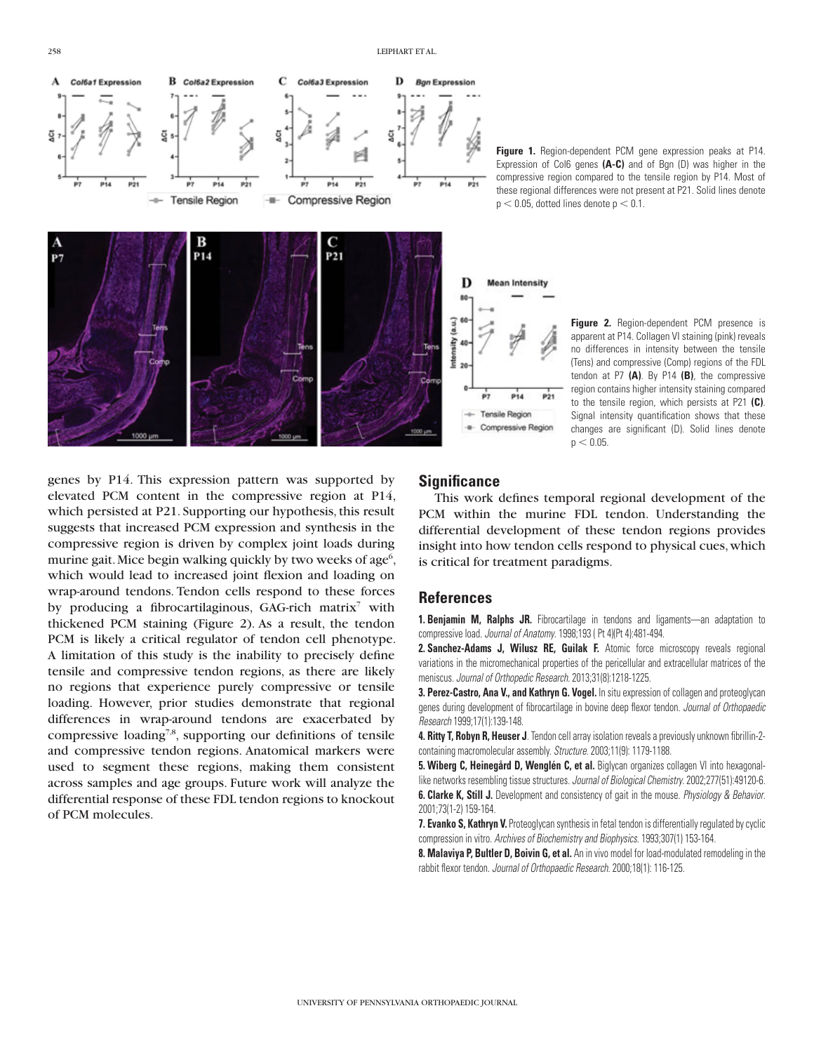A **Col6a1 Expression** B **Col6a2 Expression** C **Col6a3 Expression** D **Bgn Expression**

ΔCt

P7 P14 P21

Tensile Region

Compressive Region

**Figure 1.** Region-dependent PCM gene expression peaks at P14. Expression of Col6 genes **(A-C)** and of Bgn (D) was higher in the compressive region compared to the tensile region by P14. Most of these regional differences were not present at P21. Solid lines denote $p < 0.05$, dotted lines denote $p < 0.1$.

A P7 B P14 C P21

Tens

Comp

1000 μm

D **Mean Intensity**

Intensity (a.u.)

0 20 40 60 80

P7 P14 P21

Tensile Region

Compressive Region

**Figure 2.** Region-dependent PCM presence is apparent at P14. Collagen VI staining (pink) reveals no differences in intensity between the tensile (Tens) and compressive (Comp) regions of the FDL tendon at P7 **(A)**. By P14 **(B)**, the compressive region contains higher intensity staining compared to the tensile region, which persists at P21 **(C)**. Signal intensity quantification shows that these changes are significant (D). Solid lines denote $p < 0.05$.

genes by P14. This expression pattern was supported by elevated PCM content in the compressive region at P14, which persisted at P21. Supporting our hypothesis, this result suggests that increased PCM expression and synthesis in the compressive region is driven by complex joint loads during murine gait. Mice begin walking quickly by two weeks of age[6], which would lead to increased joint flexion and loading on wrap-around tendons. Tendon cells respond to these forces by producing a fibrocartilaginous, GAG-rich matrix[7] with thickened PCM staining (Figure 2). As a result, the tendon PCM is likely a critical regulator of tendon cell phenotype. A limitation of this study is the inability to precisely define tensile and compressive tendon regions, as there are likely no regions that experience purely compressive or tensile loading. However, prior studies demonstrate that regional differences in wrap-around tendons are exacerbated by compressive loading[7,8], supporting our definitions of tensile and compressive tendon regions. Anatomical markers were used to segment these regions, making them consistent across samples and age groups. Future work will analyze the differential response of these FDL tendon regions to knockout of PCM molecules.

## Significance

This work defines temporal regional development of the PCM within the murine FDL tendon. Understanding the differential development of these tendon regions provides insight into how tendon cells respond to physical cues, which is critical for treatment paradigms.

## References

**1. Benjamin M, Ralphs JR.** Fibrocartilage in tendons and ligaments—an adaptation to compressive load. *Journal of Anatomy*. 1998;193 ( Pt 4)(Pt 4):481-494.

**2. Sanchez-Adams J, Wilusz RE, Guilak F.** Atomic force microscopy reveals regional variations in the micromechanical properties of the pericellular and extracellular matrices of the meniscus. *Journal of Orthopedic Research*. 2013;31(8):1218-1225.

**3. Perez-Castro, Ana V., and Kathryn G. Vogel.** In situ expression of collagen and proteoglycan genes during development of fibrocartilage in bovine deep flexor tendon. *Journal of Orthopaedic Research* 1999;17(1):139-148.

**4. Ritty T, Robyn R, Heuser J**. Tendon cell array isolation reveals a previously unknown fibrillin-2-containing macromolecular assembly. *Structure*. 2003;11(9): 1179-1188.

**5. Wiberg C, Heinegård D, Wenglén C, et al.** Biglycan organizes collagen VI into hexagonal-like networks resembling tissue structures. *Journal of Biological Chemistry*. 2002;277(51):49120-6.

**6. Clarke K, Still J.** Development and consistency of gait in the mouse. *Physiology & Behavior*. 2001;73(1-2) 159-164.

**7. Evanko S, Kathryn V.** Proteoglycan synthesis in fetal tendon is differentially regulated by cyclic compression in vitro. *Archives of Biochemistry and Biophysics*. 1993;307(1) 153-164.

**8. Malaviya P, Bultler D, Boivin G, et al.** An in vivo model for load-modulated remodeling in the rabbit flexor tendon. *Journal of Orthopaedic Research*. 2000;18(1): 116-125.